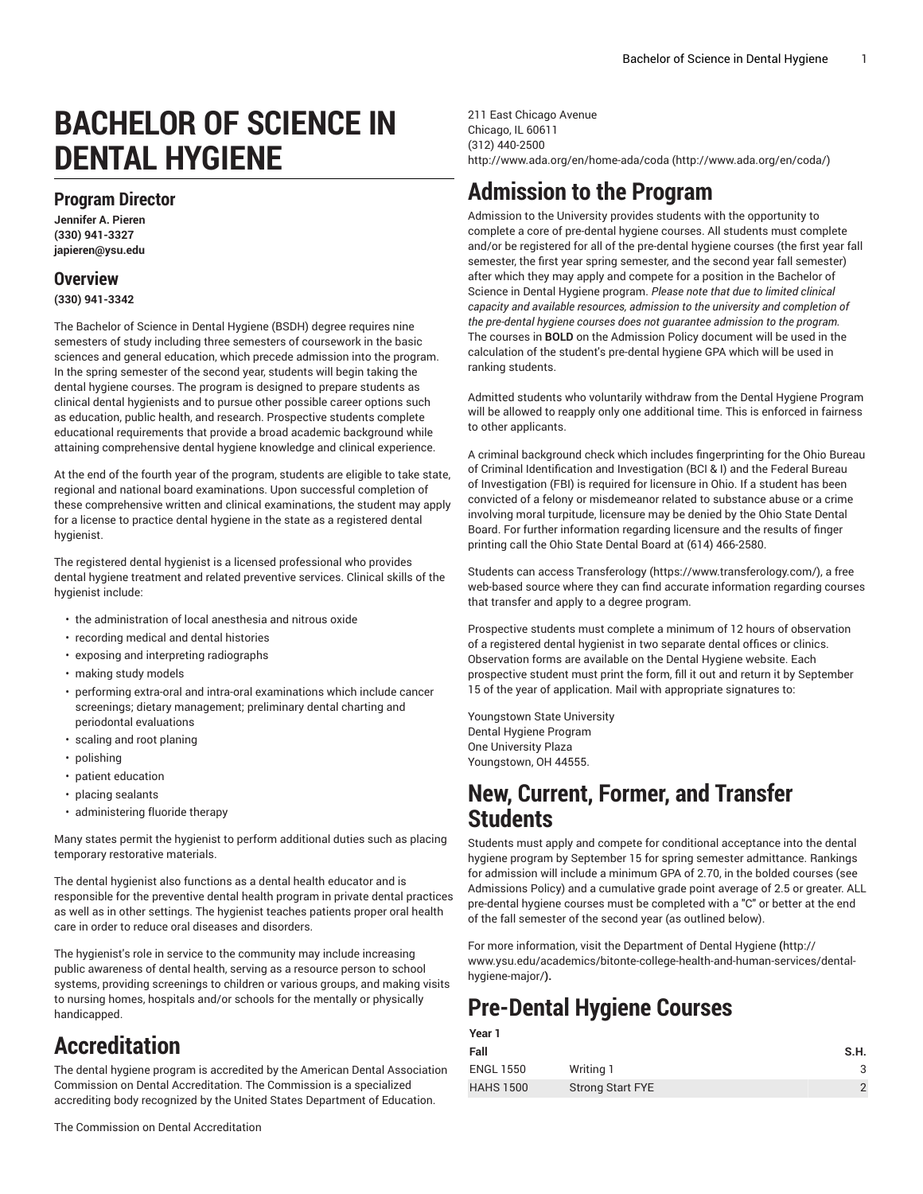# BACHELOR OF SCIENCE IN DENTAL HYGIENE

## Program Director

**Jennifer A. Pieren**
**(330) 941-3327**
**japieren@ysu.edu**

## Overview

**(330) 941-3342**

The Bachelor of Science in Dental Hygiene (BSDH) degree requires nine semesters of study including three semesters of coursework in the basic sciences and general education, which precede admission into the program. In the spring semester of the second year, students will begin taking the dental hygiene courses. The program is designed to prepare students as clinical dental hygienists and to pursue other possible career options such as education, public health, and research. Prospective students complete educational requirements that provide a broad academic background while attaining comprehensive dental hygiene knowledge and clinical experience.

At the end of the fourth year of the program, students are eligible to take state, regional and national board examinations. Upon successful completion of these comprehensive written and clinical examinations, the student may apply for a license to practice dental hygiene in the state as a registered dental hygienist.

The registered dental hygienist is a licensed professional who provides dental hygiene treatment and related preventive services. Clinical skills of the hygienist include:

- the administration of local anesthesia and nitrous oxide
- recording medical and dental histories
- exposing and interpreting radiographs
- making study models
- performing extra-oral and intra-oral examinations which include cancer screenings; dietary management; preliminary dental charting and periodontal evaluations
- scaling and root planing
- polishing
- patient education
- placing sealants
- administering fluoride therapy

Many states permit the hygienist to perform additional duties such as placing temporary restorative materials.

The dental hygienist also functions as a dental health educator and is responsible for the preventive dental health program in private dental practices as well as in other settings. The hygienist teaches patients proper oral health care in order to reduce oral diseases and disorders.

The hygienist's role in service to the community may include increasing public awareness of dental health, serving as a resource person to school systems, providing screenings to children or various groups, and making visits to nursing homes, hospitals and/or schools for the mentally or physically handicapped.

# Accreditation

The dental hygiene program is accredited by the American Dental Association Commission on Dental Accreditation. The Commission is a specialized accrediting body recognized by the United States Department of Education.

The Commission on Dental Accreditation
211 East Chicago Avenue
Chicago, IL 60611
(312) 440-2500
http://www.ada.org/en/home-ada/coda (http://www.ada.org/en/coda/)

# Admission to the Program

Admission to the University provides students with the opportunity to complete a core of pre-dental hygiene courses. All students must complete and/or be registered for all of the pre-dental hygiene courses (the first year fall semester, the first year spring semester, and the second year fall semester) after which they may apply and compete for a position in the Bachelor of Science in Dental Hygiene program. *Please note that due to limited clinical capacity and available resources, admission to the university and completion of the pre-dental hygiene courses does not guarantee admission to the program.* The courses in **BOLD** on the Admission Policy document will be used in the calculation of the student's pre-dental hygiene GPA which will be used in ranking students.

Admitted students who voluntarily withdraw from the Dental Hygiene Program will be allowed to reapply only one additional time. This is enforced in fairness to other applicants.

A criminal background check which includes fingerprinting for the Ohio Bureau of Criminal Identification and Investigation (BCI & I) and the Federal Bureau of Investigation (FBI) is required for licensure in Ohio. If a student has been convicted of a felony or misdemeanor related to substance abuse or a crime involving moral turpitude, licensure may be denied by the Ohio State Dental Board. For further information regarding licensure and the results of finger printing call the Ohio State Dental Board at (614) 466-2580.

Students can access Transferology (https://www.transferology.com/), a free web-based source where they can find accurate information regarding courses that transfer and apply to a degree program.

Prospective students must complete a minimum of 12 hours of observation of a registered dental hygienist in two separate dental offices or clinics. Observation forms are available on the Dental Hygiene website. Each prospective student must print the form, fill it out and return it by September 15 of the year of application. Mail with appropriate signatures to:

Youngstown State University
Dental Hygiene Program
One University Plaza
Youngstown, OH 44555.

# New, Current, Former, and Transfer Students

Students must apply and compete for conditional acceptance into the dental hygiene program by September 15 for spring semester admittance. Rankings for admission will include a minimum GPA of 2.70, in the bolded courses (see Admissions Policy) and a cumulative grade point average of 2.5 or greater. ALL pre-dental hygiene courses must be completed with a "C" or better at the end of the fall semester of the second year (as outlined below).

For more information, visit the Department of Dental Hygiene (http://www.ysu.edu/academics/bitonte-college-health-and-human-services/dental-hygiene-major/).

# Pre-Dental Hygiene Courses

| **Year 1** | | |
|---|---|---|
| **Fall** | | **S.H.** |
| ENGL 1550 | Writing 1 | 3 |
| HAHS 1500 | Strong Start FYE | 2 |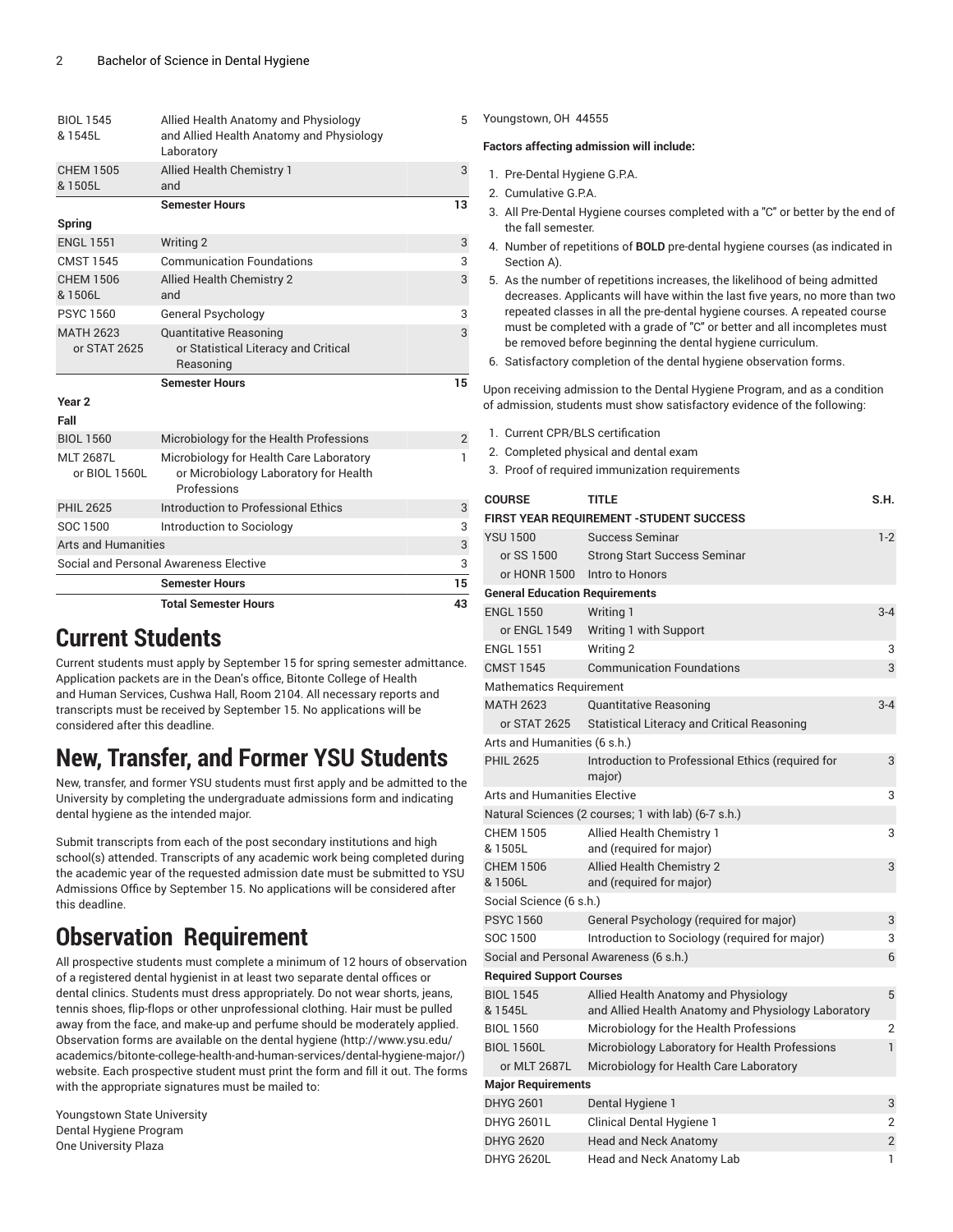| | | |
|---|---|---|
| BIOL 1545 & 1545L | Allied Health Anatomy and Physiology and Allied Health Anatomy and Physiology Laboratory | 5 |
| CHEM 1505 & 1505L | Allied Health Chemistry 1 and | 3 |
| | **Semester Hours** | **13** |
| **Spring** | | |
| ENGL 1551 | Writing 2 | 3 |
| CMST 1545 | Communication Foundations | 3 |
| CHEM 1506 & 1506L | Allied Health Chemistry 2 and | 3 |
| PSYC 1560 | General Psychology | 3 |
| MATH 2623 or STAT 2625 | Quantitative Reasoning or Statistical Literacy and Critical Reasoning | 3 |
| | **Semester Hours** | **15** |
| **Year 2** | | |
| **Fall** | | |
| BIOL 1560 | Microbiology for the Health Professions | 2 |
| MLT 2687L or BIOL 1560L | Microbiology for Health Care Laboratory or Microbiology Laboratory for Health Professions | 1 |
| PHIL 2625 | Introduction to Professional Ethics | 3 |
| SOC 1500 | Introduction to Sociology | 3 |
| Arts and Humanities | | 3 |
| Social and Personal Awareness Elective | | 3 |
| | **Semester Hours** | **15** |
| | **Total Semester Hours** | **43** |

# Current Students

Current students must apply by September 15 for spring semester admittance. Application packets are in the Dean's office, Bitonte College of Health and Human Services, Cushwa Hall, Room 2104. All necessary reports and transcripts must be received by September 15. No applications will be considered after this deadline.

# New, Transfer, and Former YSU Students

New, transfer, and former YSU students must first apply and be admitted to the University by completing the undergraduate admissions form and indicating dental hygiene as the intended major.

Submit transcripts from each of the post secondary institutions and high school(s) attended. Transcripts of any academic work being completed during the academic year of the requested admission date must be submitted to YSU Admissions Office by September 15. No applications will be considered after this deadline.

# Observation Requirement

All prospective students must complete a minimum of 12 hours of observation of a registered dental hygienist in at least two separate dental offices or dental clinics. Students must dress appropriately. Do not wear shorts, jeans, tennis shoes, flip-flops or other unprofessional clothing. Hair must be pulled away from the face, and make-up and perfume should be moderately applied. Observation forms are available on the dental hygiene (http://www.ysu.edu/academics/bitonte-college-health-and-human-services/dental-hygiene-major/) website. Each prospective student must print the form and fill it out. The forms with the appropriate signatures must be mailed to:

Youngstown State University
Dental Hygiene Program
One University Plaza
Youngstown, OH 44555

**Factors affecting admission will include:**

1. Pre-Dental Hygiene G.P.A.
2. Cumulative G.P.A.
3. All Pre-Dental Hygiene courses completed with a "C" or better by the end of the fall semester.
4. Number of repetitions of **BOLD** pre-dental hygiene courses (as indicated in Section A).
5. As the number of repetitions increases, the likelihood of being admitted decreases. Applicants will have within the last five years, no more than two repeated classes in all the pre-dental hygiene courses. A repeated course must be completed with a grade of "C" or better and all incompletes must be removed before beginning the dental hygiene curriculum.
6. Satisfactory completion of the dental hygiene observation forms.

Upon receiving admission to the Dental Hygiene Program, and as a condition of admission, students must show satisfactory evidence of the following:

1. Current CPR/BLS certification
2. Completed physical and dental exam
3. Proof of required immunization requirements

| COURSE | TITLE | S.H. |
|---|---|---|
| **FIRST YEAR REQUIREMENT -STUDENT SUCCESS** | | |
| YSU 1500 | Success Seminar | 1-2 |
| or SS 1500 | Strong Start Success Seminar | |
| or HONR 1500 | Intro to Honors | |
| **General Education Requirements** | | |
| ENGL 1550 | Writing 1 | 3-4 |
| or ENGL 1549 | Writing 1 with Support | |
| ENGL 1551 | Writing 2 | 3 |
| CMST 1545 | Communication Foundations | 3 |
| Mathematics Requirement | | |
| MATH 2623 | Quantitative Reasoning | 3-4 |
| or STAT 2625 | Statistical Literacy and Critical Reasoning | |
| Arts and Humanities (6 s.h.) | | |
| PHIL 2625 | Introduction to Professional Ethics (required for major) | 3 |
| Arts and Humanities Elective | | 3 |
| Natural Sciences (2 courses; 1 with lab) (6-7 s.h.) | | |
| CHEM 1505 & 1505L | Allied Health Chemistry 1 and (required for major) | 3 |
| CHEM 1506 & 1506L | Allied Health Chemistry 2 and (required for major) | 3 |
| Social Science (6 s.h.) | | |
| PSYC 1560 | General Psychology (required for major) | 3 |
| SOC 1500 | Introduction to Sociology (required for major) | 3 |
| Social and Personal Awareness (6 s.h.) | | 6 |
| **Required Support Courses** | | |
| BIOL 1545 & 1545L | Allied Health Anatomy and Physiology and Allied Health Anatomy and Physiology Laboratory | 5 |
| BIOL 1560 | Microbiology for the Health Professions | 2 |
| BIOL 1560L | Microbiology Laboratory for Health Professions | 1 |
| or MLT 2687L | Microbiology for Health Care Laboratory | |
| **Major Requirements** | | |
| DHYG 2601 | Dental Hygiene 1 | 3 |
| DHYG 2601L | Clinical Dental Hygiene 1 | 2 |
| DHYG 2620 | Head and Neck Anatomy | 2 |
| DHYG 2620L | Head and Neck Anatomy Lab | 1 |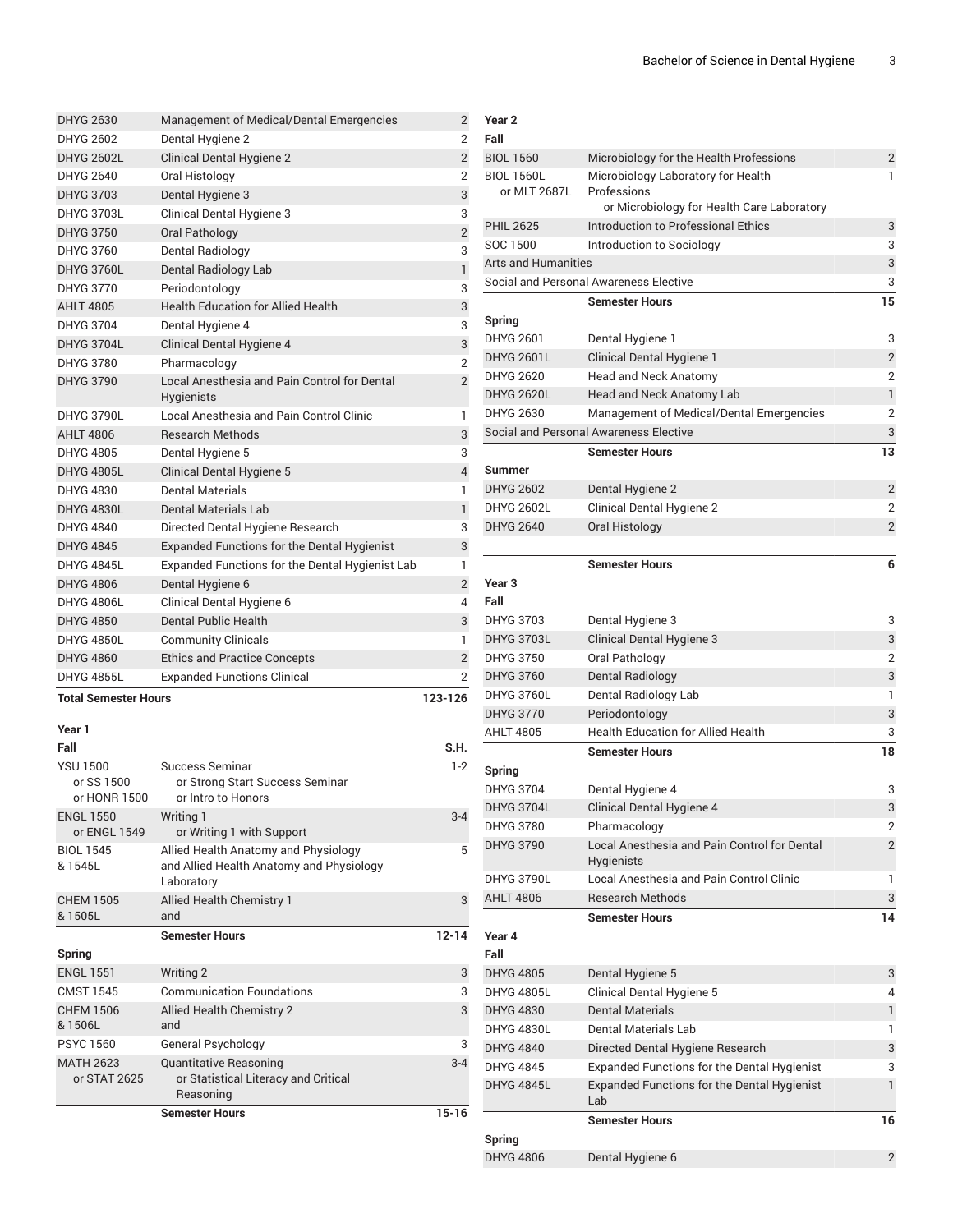| | | |
|---|---|---|
| DHYG 2630 | Management of Medical/Dental Emergencies | 2 |
| DHYG 2602 | Dental Hygiene 2 | 2 |
| DHYG 2602L | Clinical Dental Hygiene 2 | 2 |
| DHYG 2640 | Oral Histology | 2 |
| DHYG 3703 | Dental Hygiene 3 | 3 |
| DHYG 3703L | Clinical Dental Hygiene 3 | 3 |
| DHYG 3750 | Oral Pathology | 2 |
| DHYG 3760 | Dental Radiology | 3 |
| DHYG 3760L | Dental Radiology Lab | 1 |
| DHYG 3770 | Periodontology | 3 |
| AHLT 4805 | Health Education for Allied Health | 3 |
| DHYG 3704 | Dental Hygiene 4 | 3 |
| DHYG 3704L | Clinical Dental Hygiene 4 | 3 |
| DHYG 3780 | Pharmacology | 2 |
| DHYG 3790 | Local Anesthesia and Pain Control for Dental Hygienists | 2 |
| DHYG 3790L | Local Anesthesia and Pain Control Clinic | 1 |
| AHLT 4806 | Research Methods | 3 |
| DHYG 4805 | Dental Hygiene 5 | 3 |
| DHYG 4805L | Clinical Dental Hygiene 5 | 4 |
| DHYG 4830 | Dental Materials | 1 |
| DHYG 4830L | Dental Materials Lab | 1 |
| DHYG 4840 | Directed Dental Hygiene Research | 3 |
| DHYG 4845 | Expanded Functions for the Dental Hygienist | 3 |
| DHYG 4845L | Expanded Functions for the Dental Hygienist Lab | 1 |
| DHYG 4806 | Dental Hygiene 6 | 2 |
| DHYG 4806L | Clinical Dental Hygiene 6 | 4 |
| DHYG 4850 | Dental Public Health | 3 |
| DHYG 4850L | Community Clinicals | 1 |
| DHYG 4860 | Ethics and Practice Concepts | 2 |
| DHYG 4855L | Expanded Functions Clinical | 2 |
| **Total Semester Hours** | | **123-126** |

| Year 1 | | |
|---|---|---|
| **Fall** | | **S.H.** |
| YSU 1500<br>or SS 1500<br>or HONR 1500 | Success Seminar<br>or Strong Start Success Seminar<br>or Intro to Honors | 1-2 |
| ENGL 1550<br>or ENGL 1549 | Writing 1<br>or Writing 1 with Support | 3-4 |
| BIOL 1545<br>& 1545L | Allied Health Anatomy and Physiology<br>and Allied Health Anatomy and Physiology Laboratory | 5 |
| CHEM 1505<br>& 1505L | Allied Health Chemistry 1<br>and | 3 |
| | **Semester Hours** | **12-14** |
| **Spring** | | |
| ENGL 1551 | Writing 2 | 3 |
| CMST 1545 | Communication Foundations | 3 |
| CHEM 1506<br>& 1506L | Allied Health Chemistry 2<br>and | 3 |
| PSYC 1560 | General Psychology | 3 |
| MATH 2623<br>or STAT 2625 | Quantitative Reasoning<br>or Statistical Literacy and Critical Reasoning | 3-4 |
| | **Semester Hours** | **15-16** |
| **Year 2** | | |
| **Fall** | | |
| BIOL 1560 | Microbiology for the Health Professions | 2 |
| BIOL 1560L<br>or MLT 2687L | Microbiology Laboratory for Health Professions<br>or Microbiology for Health Care Laboratory | 1 |
| PHIL 2625 | Introduction to Professional Ethics | 3 |
| SOC 1500 | Introduction to Sociology | 3 |
| Arts and Humanities | | 3 |
| Social and Personal Awareness Elective | | 3 |
| | **Semester Hours** | **15** |
| **Spring** | | |
| DHYG 2601 | Dental Hygiene 1 | 3 |
| DHYG 2601L | Clinical Dental Hygiene 1 | 2 |
| DHYG 2620 | Head and Neck Anatomy | 2 |
| DHYG 2620L | Head and Neck Anatomy Lab | 1 |
| DHYG 2630 | Management of Medical/Dental Emergencies | 2 |
| Social and Personal Awareness Elective | | 3 |
| | **Semester Hours** | **13** |
| **Summer** | | |
| DHYG 2602 | Dental Hygiene 2 | 2 |
| DHYG 2602L | Clinical Dental Hygiene 2 | 2 |
| DHYG 2640 | Oral Histology | 2 |
| | **Semester Hours** | **6** |
| **Year 3** | | |
| **Fall** | | |
| DHYG 3703 | Dental Hygiene 3 | 3 |
| DHYG 3703L | Clinical Dental Hygiene 3 | 3 |
| DHYG 3750 | Oral Pathology | 2 |
| DHYG 3760 | Dental Radiology | 3 |
| DHYG 3760L | Dental Radiology Lab | 1 |
| DHYG 3770 | Periodontology | 3 |
| AHLT 4805 | Health Education for Allied Health | 3 |
| | **Semester Hours** | **18** |
| **Spring** | | |
| DHYG 3704 | Dental Hygiene 4 | 3 |
| DHYG 3704L | Clinical Dental Hygiene 4 | 3 |
| DHYG 3780 | Pharmacology | 2 |
| DHYG 3790 | Local Anesthesia and Pain Control for Dental Hygienists | 2 |
| DHYG 3790L | Local Anesthesia and Pain Control Clinic | 1 |
| AHLT 4806 | Research Methods | 3 |
| | **Semester Hours** | **14** |
| **Year 4** | | |
| **Fall** | | |
| DHYG 4805 | Dental Hygiene 5 | 3 |
| DHYG 4805L | Clinical Dental Hygiene 5 | 4 |
| DHYG 4830 | Dental Materials | 1 |
| DHYG 4830L | Dental Materials Lab | 1 |
| DHYG 4840 | Directed Dental Hygiene Research | 3 |
| DHYG 4845 | Expanded Functions for the Dental Hygienist | 3 |
| DHYG 4845L | Expanded Functions for the Dental Hygienist Lab | 1 |
| | **Semester Hours** | **16** |
| **Spring** | | |
| DHYG 4806 | Dental Hygiene 6 | 2 |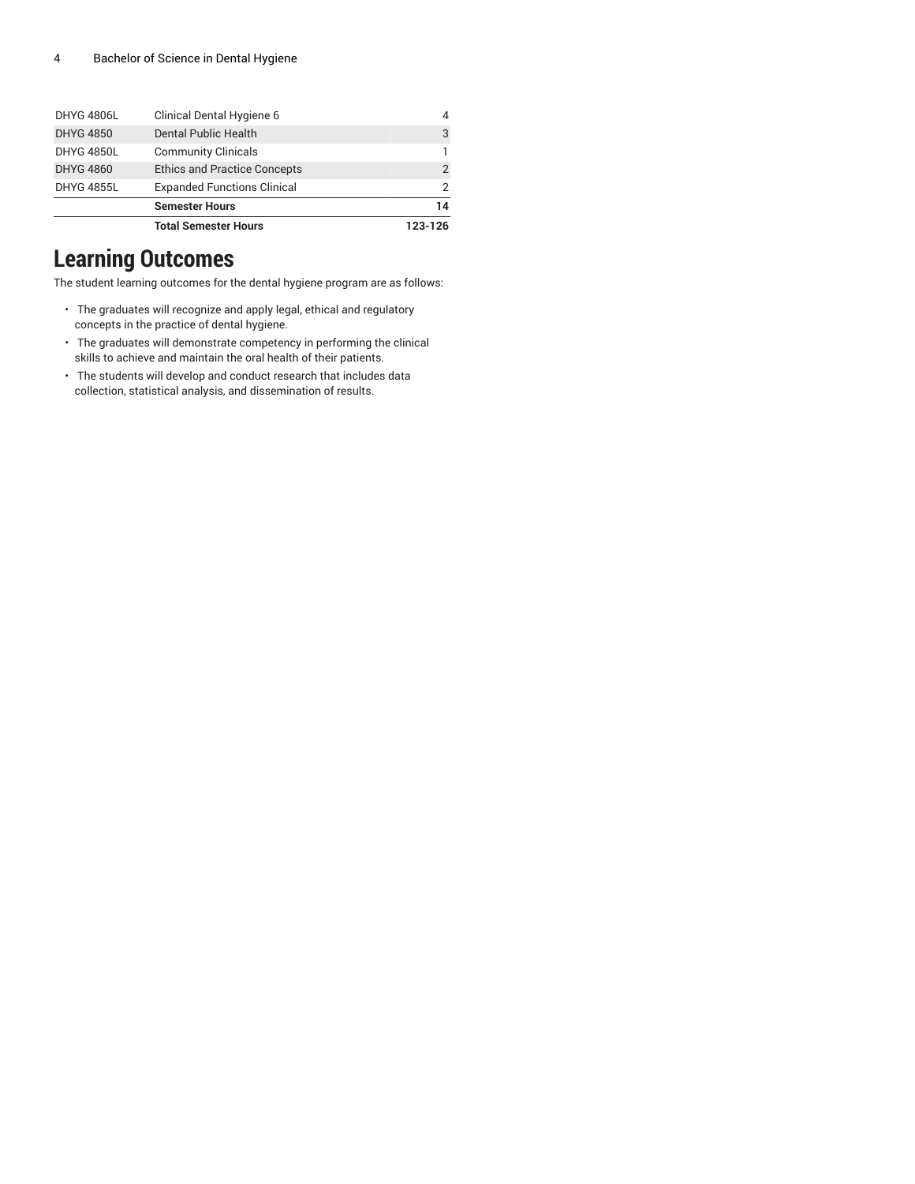| | | |
|---|---|---|
| DHYG 4806L | Clinical Dental Hygiene 6 | 4 |
| DHYG 4850 | Dental Public Health | 3 |
| DHYG 4850L | Community Clinicals | 1 |
| DHYG 4860 | Ethics and Practice Concepts | 2 |
| DHYG 4855L | Expanded Functions Clinical | 2 |
| | **Semester Hours** | **14** |
| | **Total Semester Hours** | **123-126** |

## Learning Outcomes

The student learning outcomes for the dental hygiene program are as follows:

- The graduates will recognize and apply legal, ethical and regulatory concepts in the practice of dental hygiene.
- The graduates will demonstrate competency in performing the clinical skills to achieve and maintain the oral health of their patients.
- The students will develop and conduct research that includes data collection, statistical analysis, and dissemination of results.